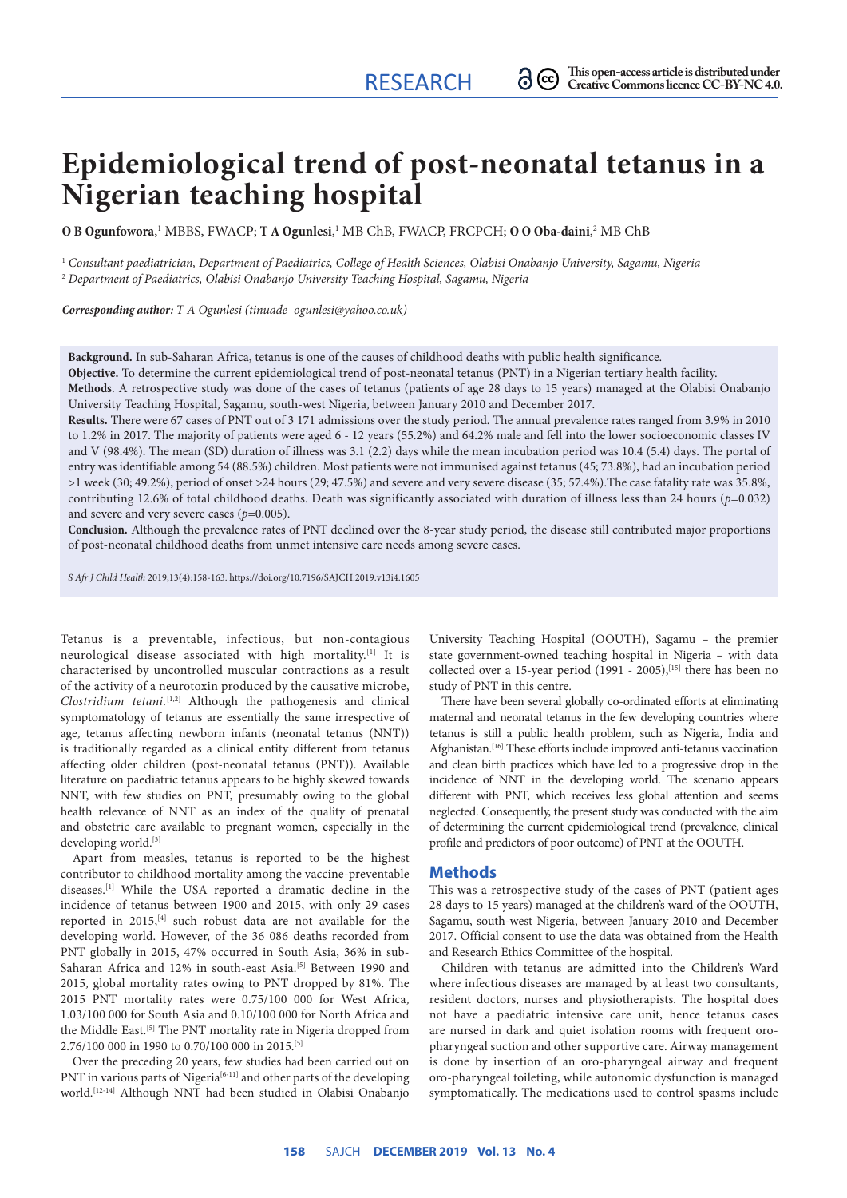RESEARCH

This open-access article is distributed under Creative Commons licence CC-BY-NC 4.0.

# Epidemiological trend of post-neonatal tetanus in a Nigerian teaching hospital

**O B Ogunfowora**,[1] MBBS, FWACP; **T A Ogunlesi**,[1] MB ChB, FWACP, FRCPCH; **O O Oba-daini**,[2] MB ChB

[1] *Consultant paediatrician, Department of Paediatrics, College of Health Sciences, Olabisi Onabanjo University, Sagamu, Nigeria*
[2] *Department of Paediatrics, Olabisi Onabanjo University Teaching Hospital, Sagamu, Nigeria*

***Corresponding author:*** *T A Ogunlesi (tinuade_ogunlesi@yahoo.co.uk)*

**Background.** In sub-Saharan Africa, tetanus is one of the causes of childhood deaths with public health significance.

**Objective.** To determine the current epidemiological trend of post-neonatal tetanus (PNT) in a Nigerian tertiary health facility.

**Methods**. A retrospective study was done of the cases of tetanus (patients of age 28 days to 15 years) managed at the Olabisi Onabanjo University Teaching Hospital, Sagamu, south-west Nigeria, between January 2010 and December 2017.

**Results.** There were 67 cases of PNT out of 3 171 admissions over the study period. The annual prevalence rates ranged from 3.9% in 2010 to 1.2% in 2017. The majority of patients were aged 6 - 12 years (55.2%) and 64.2% male and fell into the lower socioeconomic classes IV and V (98.4%). The mean (SD) duration of illness was 3.1 (2.2) days while the mean incubation period was 10.4 (5.4) days. The portal of entry was identifiable among 54 (88.5%) children. Most patients were not immunised against tetanus (45; 73.8%), had an incubation period >1 week (30; 49.2%), period of onset >24 hours (29; 47.5%) and severe and very severe disease (35; 57.4%).The case fatality rate was 35.8%, contributing 12.6% of total childhood deaths. Death was significantly associated with duration of illness less than 24 hours ($p$=0.032) and severe and very severe cases ($p$=0.005).

**Conclusion.** Although the prevalence rates of PNT declined over the 8-year study period, the disease still contributed major proportions of post-neonatal childhood deaths from unmet intensive care needs among severe cases.

*S Afr J Child Health* 2019;13(4):158-163. https://doi.org/10.7196/SAJCH.2019.v13i4.1605

Tetanus is a preventable, infectious, but non-contagious neurological disease associated with high mortality.[1] It is characterised by uncontrolled muscular contractions as a result of the activity of a neurotoxin produced by the causative microbe, *Clostridium tetani*.[1,2] Although the pathogenesis and clinical symptomatology of tetanus are essentially the same irrespective of age, tetanus affecting newborn infants (neonatal tetanus (NNT)) is traditionally regarded as a clinical entity different from tetanus affecting older children (post-neonatal tetanus (PNT)). Available literature on paediatric tetanus appears to be highly skewed towards NNT, with few studies on PNT, presumably owing to the global health relevance of NNT as an index of the quality of prenatal and obstetric care available to pregnant women, especially in the developing world.[3]

Apart from measles, tetanus is reported to be the highest contributor to childhood mortality among the vaccine-preventable diseases.[1] While the USA reported a dramatic decline in the incidence of tetanus between 1900 and 2015, with only 29 cases reported in 2015,[4] such robust data are not available for the developing world. However, of the 36 086 deaths recorded from PNT globally in 2015, 47% occurred in South Asia, 36% in sub-Saharan Africa and 12% in south-east Asia.[5] Between 1990 and 2015, global mortality rates owing to PNT dropped by 81%. The 2015 PNT mortality rates were 0.75/100 000 for West Africa, 1.03/100 000 for South Asia and 0.10/100 000 for North Africa and the Middle East.[5] The PNT mortality rate in Nigeria dropped from 2.76/100 000 in 1990 to 0.70/100 000 in 2015.[5]

Over the preceding 20 years, few studies had been carried out on PNT in various parts of Nigeria[6-11] and other parts of the developing world.[12-14] Although NNT had been studied in Olabisi Onabanjo University Teaching Hospital (OOUTH), Sagamu – the premier state government-owned teaching hospital in Nigeria – with data collected over a 15-year period (1991 - 2005),[15] there has been no study of PNT in this centre.

There have been several globally co-ordinated efforts at eliminating maternal and neonatal tetanus in the few developing countries where tetanus is still a public health problem, such as Nigeria, India and Afghanistan.[16] These efforts include improved anti-tetanus vaccination and clean birth practices which have led to a progressive drop in the incidence of NNT in the developing world. The scenario appears different with PNT, which receives less global attention and seems neglected. Consequently, the present study was conducted with the aim of determining the current epidemiological trend (prevalence, clinical profile and predictors of poor outcome) of PNT at the OOUTH.

## Methods

This was a retrospective study of the cases of PNT (patient ages 28 days to 15 years) managed at the children's ward of the OOUTH, Sagamu, south-west Nigeria, between January 2010 and December 2017. Official consent to use the data was obtained from the Health and Research Ethics Committee of the hospital.

Children with tetanus are admitted into the Children's Ward where infectious diseases are managed by at least two consultants, resident doctors, nurses and physiotherapists. The hospital does not have a paediatric intensive care unit, hence tetanus cases are nursed in dark and quiet isolation rooms with frequent oro-pharyngeal suction and other supportive care. Airway management is done by insertion of an oro-pharyngeal airway and frequent oro-pharyngeal toileting, while autonomic dysfunction is managed symptomatically. The medications used to control spasms include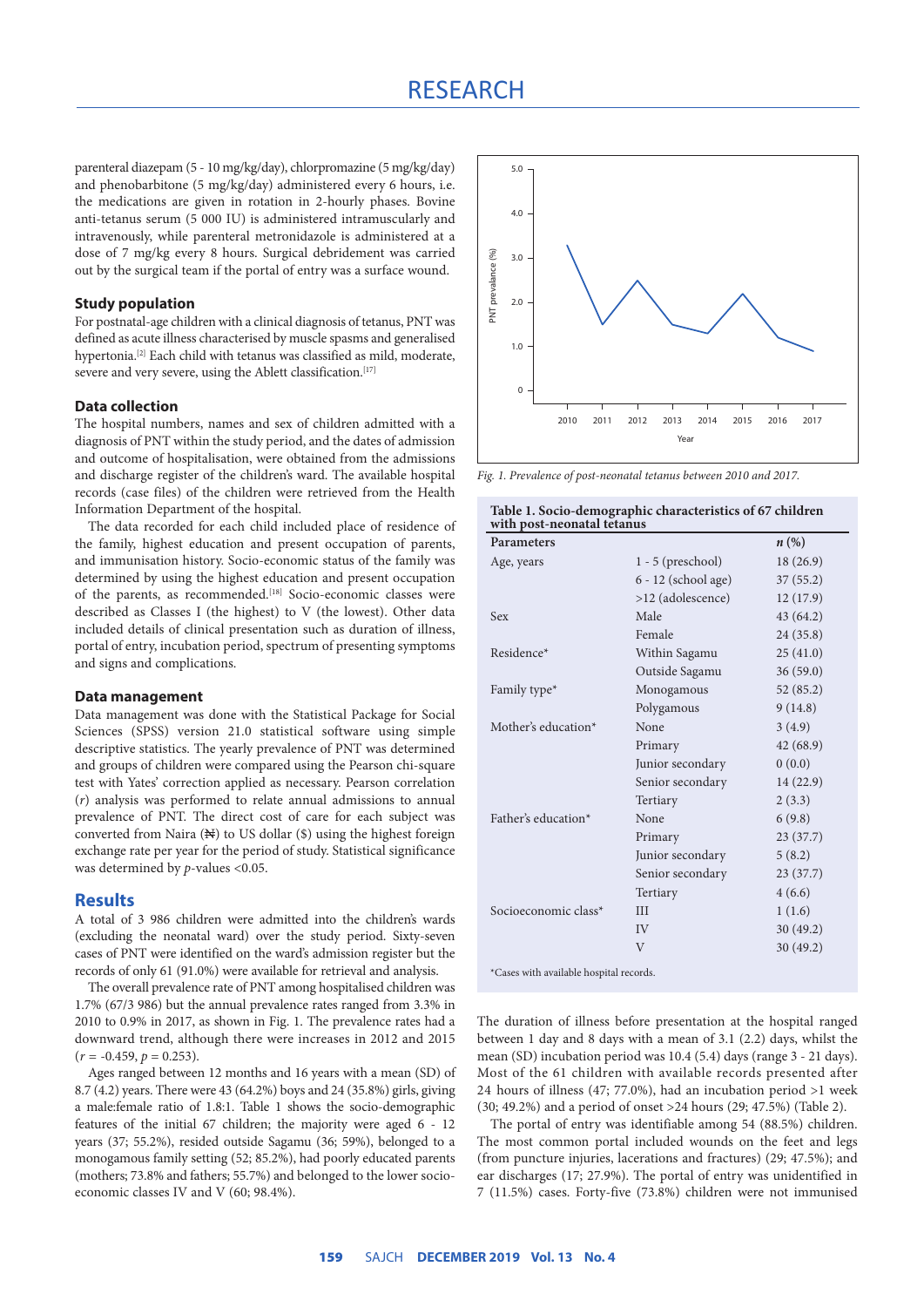parenteral diazepam (5 - 10 mg/kg/day), chlorpromazine (5 mg/kg/day) and phenobarbitone (5 mg/kg/day) administered every 6 hours, i.e. the medications are given in rotation in 2-hourly phases. Bovine anti-tetanus serum (5 000 IU) is administered intramuscularly and intravenously, while parenteral metronidazole is administered at a dose of 7 mg/kg every 8 hours. Surgical debridement was carried out by the surgical team if the portal of entry was a surface wound.

### Study population

For postnatal-age children with a clinical diagnosis of tetanus, PNT was defined as acute illness characterised by muscle spasms and generalised hypertonia.[2] Each child with tetanus was classified as mild, moderate, severe and very severe, using the Ablett classification.[17]

### Data collection

The hospital numbers, names and sex of children admitted with a diagnosis of PNT within the study period, and the dates of admission and outcome of hospitalisation, were obtained from the admissions and discharge register of the children's ward. The available hospital records (case files) of the children were retrieved from the Health Information Department of the hospital.

The data recorded for each child included place of residence of the family, highest education and present occupation of parents, and immunisation history. Socio-economic status of the family was determined by using the highest education and present occupation of the parents, as recommended.[18] Socio-economic classes were described as Classes I (the highest) to V (the lowest). Other data included details of clinical presentation such as duration of illness, portal of entry, incubation period, spectrum of presenting symptoms and signs and complications.

### Data management

Data management was done with the Statistical Package for Social Sciences (SPSS) version 21.0 statistical software using simple descriptive statistics. The yearly prevalence of PNT was determined and groups of children were compared using the Pearson chi-square test with Yates' correction applied as necessary. Pearson correlation ($r$) analysis was performed to relate annual admissions to annual prevalence of PNT. The direct cost of care for each subject was converted from Naira (₦) to US dollar ($) using the highest foreign exchange rate per year for the period of study. Statistical significance was determined by $p$-values <0.05.

## Results

A total of 3 986 children were admitted into the children's wards (excluding the neonatal ward) over the study period. Sixty-seven cases of PNT were identified on the ward's admission register but the records of only 61 (91.0%) were available for retrieval and analysis.

The overall prevalence rate of PNT among hospitalised children was 1.7% (67/3 986) but the annual prevalence rates ranged from 3.3% in 2010 to 0.9% in 2017, as shown in Fig. 1. The prevalence rates had a downward trend, although there were increases in 2012 and 2015 ($r$ = -0.459, $p$ = 0.253).

Ages ranged between 12 months and 16 years with a mean (SD) of 8.7 (4.2) years. There were 43 (64.2%) boys and 24 (35.8%) girls, giving a male:female ratio of 1.8:1. Table 1 shows the socio-demographic features of the initial 67 children; the majority were aged 6 - 12 years (37; 55.2%), resided outside Sagamu (36; 59%), belonged to a monogamous family setting (52; 85.2%), had poorly educated parents (mothers; 73.8% and fathers; 55.7%) and belonged to the lower socio-economic classes IV and V (60; 98.4%).

*Fig. 1. Prevalence of post-neonatal tetanus between 2010 and 2017.*

**Table 1. Socio-demographic characteristics of 67 children with post-neonatal tetanus**

| Parameters | | n (%) |
|---|---|---|
| Age, years | 1 - 5 (preschool) | 18 (26.9) |
| | 6 - 12 (school age) | 37 (55.2) |
| | >12 (adolescence) | 12 (17.9) |
| Sex | Male | 43 (64.2) |
| | Female | 24 (35.8) |
| Residence* | Within Sagamu | 25 (41.0) |
| | Outside Sagamu | 36 (59.0) |
| Family type* | Monogamous | 52 (85.2) |
| | Polygamous | 9 (14.8) |
| Mother's education* | None | 3 (4.9) |
| | Primary | 42 (68.9) |
| | Junior secondary | 0 (0.0) |
| | Senior secondary | 14 (22.9) |
| | Tertiary | 2 (3.3) |
| Father's education* | None | 6 (9.8) |
| | Primary | 23 (37.7) |
| | Junior secondary | 5 (8.2) |
| | Senior secondary | 23 (37.7) |
| | Tertiary | 4 (6.6) |
| Socioeconomic class* | III | 1 (1.6) |
| | IV | 30 (49.2) |
| | V | 30 (49.2) |

*Cases with available hospital records.

The duration of illness before presentation at the hospital ranged between 1 day and 8 days with a mean of 3.1 (2.2) days, whilst the mean (SD) incubation period was 10.4 (5.4) days (range 3 - 21 days). Most of the 61 children with available records presented after 24 hours of illness (47; 77.0%), had an incubation period >1 week (30; 49.2%) and a period of onset >24 hours (29; 47.5%) (Table 2).

The portal of entry was identifiable among 54 (88.5%) children. The most common portal included wounds on the feet and legs (from puncture injuries, lacerations and fractures) (29; 47.5%); and ear discharges (17; 27.9%). The portal of entry was unidentified in 7 (11.5%) cases. Forty-five (73.8%) children were not immunised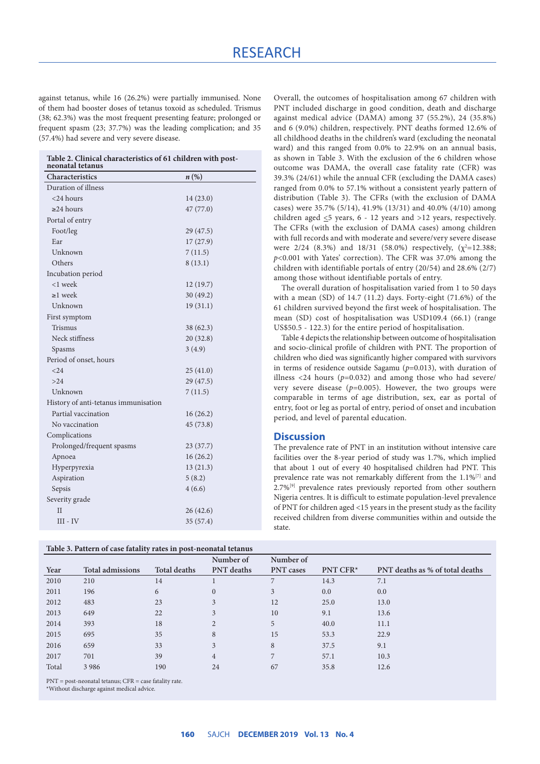against tetanus, while 16 (26.2%) were partially immunised. None of them had booster doses of tetanus toxoid as scheduled. Trismus (38; 62.3%) was the most frequent presenting feature; prolonged or frequent spasm (23; 37.7%) was the leading complication; and 35 (57.4%) had severe and very severe disease.

**Table 2. Clinical characteristics of 61 children with post-neonatal tetanus**

| Characteristics | *n* (%) |
|---|---|
| Duration of illness | |
| <24 hours | 14 (23.0) |
| ≥24 hours | 47 (77.0) |
| Portal of entry | |
| Foot/leg | 29 (47.5) |
| Ear | 17 (27.9) |
| Unknown | 7 (11.5) |
| Others | 8 (13.1) |
| Incubation period | |
| <1 week | 12 (19.7) |
| ≥1 week | 30 (49.2) |
| Unknown | 19 (31.1) |
| First symptom | |
| Trismus | 38 (62.3) |
| Neck stiffness | 20 (32.8) |
| Spasms | 3 (4.9) |
| Period of onset, hours | |
| <24 | 25 (41.0) |
| >24 | 29 (47.5) |
| Unknown | 7 (11.5) |
| History of anti-tetanus immunisation | |
| Partial vaccination | 16 (26.2) |
| No vaccination | 45 (73.8) |
| Complications | |
| Prolonged/frequent spasms | 23 (37.7) |
| Apnoea | 16 (26.2) |
| Hyperpyrexia | 13 (21.3) |
| Aspiration | 5 (8.2) |
| Sepsis | 4 (6.6) |
| Severity grade | |
| II | 26 (42.6) |
| III - IV | 35 (57.4) |

Overall, the outcomes of hospitalisation among 67 children with PNT included discharge in good condition, death and discharge against medical advice (DAMA) among 37 (55.2%), 24 (35.8%) and 6 (9.0%) children, respectively. PNT deaths formed 12.6% of all childhood deaths in the children's ward (excluding the neonatal ward) and this ranged from 0.0% to 22.9% on an annual basis, as shown in Table 3. With the exclusion of the 6 children whose outcome was DAMA, the overall case fatality rate (CFR) was 39.3% (24/61) while the annual CFR (excluding the DAMA cases) ranged from 0.0% to 57.1% without a consistent yearly pattern of distribution (Table 3). The CFRs (with the exclusion of DAMA cases) were 35.7% (5/14), 41.9% (13/31) and 40.0% (4/10) among children aged ≤5 years, 6 - 12 years and >12 years, respectively. The CFRs (with the exclusion of DAMA cases) among children with full records and with moderate and severe/very severe disease were 2/24 (8.3%) and 18/31 (58.0%) respectively, ($\chi^2$=12.388; *p*<0.001 with Yates' correction). The CFR was 37.0% among the children with identifiable portals of entry (20/54) and 28.6% (2/7) among those without identifiable portals of entry.

The overall duration of hospitalisation varied from 1 to 50 days with a mean (SD) of 14.7 (11.2) days. Forty-eight (71.6%) of the 61 children survived beyond the first week of hospitalisation. The mean (SD) cost of hospitalisation was USD109.4 (66.1) (range US$50.5 - 122.3) for the entire period of hospitalisation.

Table 4 depicts the relationship between outcome of hospitalisation and socio-clinical profile of children with PNT. The proportion of children who died was significantly higher compared with survivors in terms of residence outside Sagamu (*p*=0.013), with duration of illness <24 hours (*p*=0.032) and among those who had severe/very severe disease (*p*=0.005). However, the two groups were comparable in terms of age distribution, sex, ear as portal of entry, foot or leg as portal of entry, period of onset and incubation period, and level of parental education.

## Discussion

The prevalence rate of PNT in an institution without intensive care facilities over the 8-year period of study was 1.7%, which implied that about 1 out of every 40 hospitalised children had PNT. This prevalence rate was not remarkably different from the 1.1%[7] and 2.7%[9] prevalence rates previously reported from other southern Nigeria centres. It is difficult to estimate population-level prevalence of PNT for children aged <15 years in the present study as the facility received children from diverse communities within and outside the state.

**Table 3. Pattern of case fatality rates in post-neonatal tetanus**

| Year | Total admissions | Total deaths | Number of PNT deaths | Number of PNT cases | PNT CFR* | PNT deaths as % of total deaths |
|---|---|---|---|---|---|---|
| 2010 | 210 | 14 | 1 | 7 | 14.3 | 7.1 |
| 2011 | 196 | 6 | 0 | 3 | 0.0 | 0.0 |
| 2012 | 483 | 23 | 3 | 12 | 25.0 | 13.0 |
| 2013 | 649 | 22 | 3 | 10 | 9.1 | 13.6 |
| 2014 | 393 | 18 | 2 | 5 | 40.0 | 11.1 |
| 2015 | 695 | 35 | 8 | 15 | 53.3 | 22.9 |
| 2016 | 659 | 33 | 3 | 8 | 37.5 | 9.1 |
| 2017 | 701 | 39 | 4 | 7 | 57.1 | 10.3 |
| Total | 3 986 | 190 | 24 | 67 | 35.8 | 12.6 |

PNT = post-neonatal tetanus; CFR = case fatality rate.
*Without discharge against medical advice.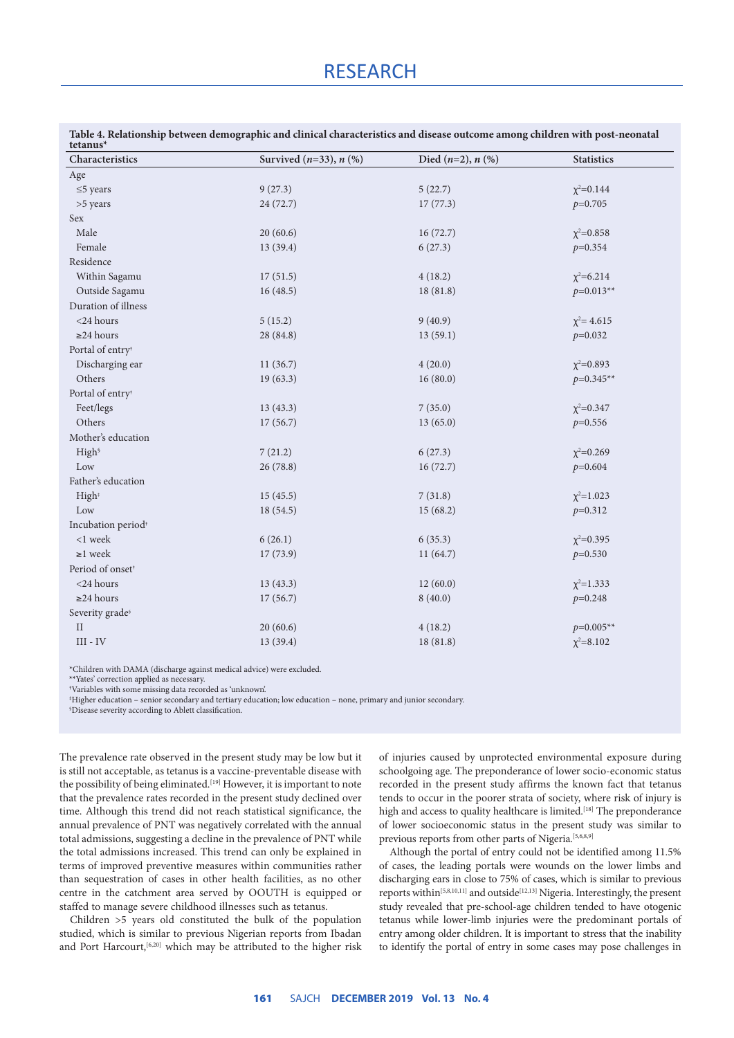**Table 4. Relationship between demographic and clinical characteristics and disease outcome among children with post-neonatal tetanus***

| Characteristics | Survived (*n*=33), *n* (%) | Died (*n*=2), *n* (%) | Statistics |
|---|---|---|---|
| Age | | | |
| ≤5 years | 9 (27.3) | 5 (22.7) | $\chi^2$=0.144 |
| >5 years | 24 (72.7) | 17 (77.3) | *p*=0.705 |
| Sex | | | |
| Male | 20 (60.6) | 16 (72.7) | $\chi^2$=0.858 |
| Female | 13 (39.4) | 6 (27.3) | *p*=0.354 |
| Residence | | | |
| Within Sagamu | 17 (51.5) | 4 (18.2) | $\chi^2$=6.214 |
| Outside Sagamu | 16 (48.5) | 18 (81.8) | *p*=0.013** |
| Duration of illness | | | |
| <24 hours | 5 (15.2) | 9 (40.9) | $\chi^2$= 4.615 |
| ≥24 hours | 28 (84.8) | 13 (59.1) | *p*=0.032 |
| Portal of entry† | | | |
| Discharging ear | 11 (36.7) | 4 (20.0) | $\chi^2$=0.893 |
| Others | 19 (63.3) | 16 (80.0) | *p*=0.345** |
| Portal of entry† | | | |
| Feet/legs | 13 (43.3) | 7 (35.0) | $\chi^2$=0.347 |
| Others | 17 (56.7) | 13 (65.0) | *p*=0.556 |
| Mother's education | | | |
| High‡ | 7 (21.2) | 6 (27.3) | $\chi^2$=0.269 |
| Low | 26 (78.8) | 16 (72.7) | *p*=0.604 |
| Father's education | | | |
| High‡ | 15 (45.5) | 7 (31.8) | $\chi^2$=1.023 |
| Low | 18 (54.5) | 15 (68.2) | *p*=0.312 |
| Incubation period† | | | |
| <1 week | 6 (26.1) | 6 (35.3) | $\chi^2$=0.395 |
| ≥1 week | 17 (73.9) | 11 (64.7) | *p*=0.530 |
| Period of onset† | | | |
| <24 hours | 13 (43.3) | 12 (60.0) | $\chi^2$=1.333 |
| ≥24 hours | 17 (56.7) | 8 (40.0) | *p*=0.248 |
| Severity grade§ | | | |
| II | 20 (60.6) | 4 (18.2) | *p*=0.005** |
| III - IV | 13 (39.4) | 18 (81.8) | $\chi^2$=8.102 |

*Children with DAMA (discharge against medical advice) were excluded.
**Yates' correction applied as necessary.
†Variables with some missing data recorded as 'unknown'.
‡Higher education – senior secondary and tertiary education; low education – none, primary and junior secondary.
§Disease severity according to Ablett classification.

The prevalence rate observed in the present study may be low but it is still not acceptable, as tetanus is a vaccine-preventable disease with the possibility of being eliminated.[19] However, it is important to note that the prevalence rates recorded in the present study declined over time. Although this trend did not reach statistical significance, the annual prevalence of PNT was negatively correlated with the annual total admissions, suggesting a decline in the prevalence of PNT while the total admissions increased. This trend can only be explained in terms of improved preventive measures within communities rather than sequestration of cases in other health facilities, as no other centre in the catchment area served by OOUTH is equipped or staffed to manage severe childhood illnesses such as tetanus.

Children >5 years old constituted the bulk of the population studied, which is similar to previous Nigerian reports from Ibadan and Port Harcourt,[6,20] which may be attributed to the higher risk of injuries caused by unprotected environmental exposure during schoolgoing age. The preponderance of lower socio-economic status recorded in the present study affirms the known fact that tetanus tends to occur in the poorer strata of society, where risk of injury is high and access to quality healthcare is limited.[18] The preponderance of lower socioeconomic status in the present study was similar to previous reports from other parts of Nigeria.[5,6,8,9]

Although the portal of entry could not be identified among 11.5% of cases, the leading portals were wounds on the lower limbs and discharging ears in close to 75% of cases, which is similar to previous reports within[5,8,10,11] and outside[12,13] Nigeria. Interestingly, the present study revealed that pre-school-age children tended to have otogenic tetanus while lower-limb injuries were the predominant portals of entry among older children. It is important to stress that the inability to identify the portal of entry in some cases may pose challenges in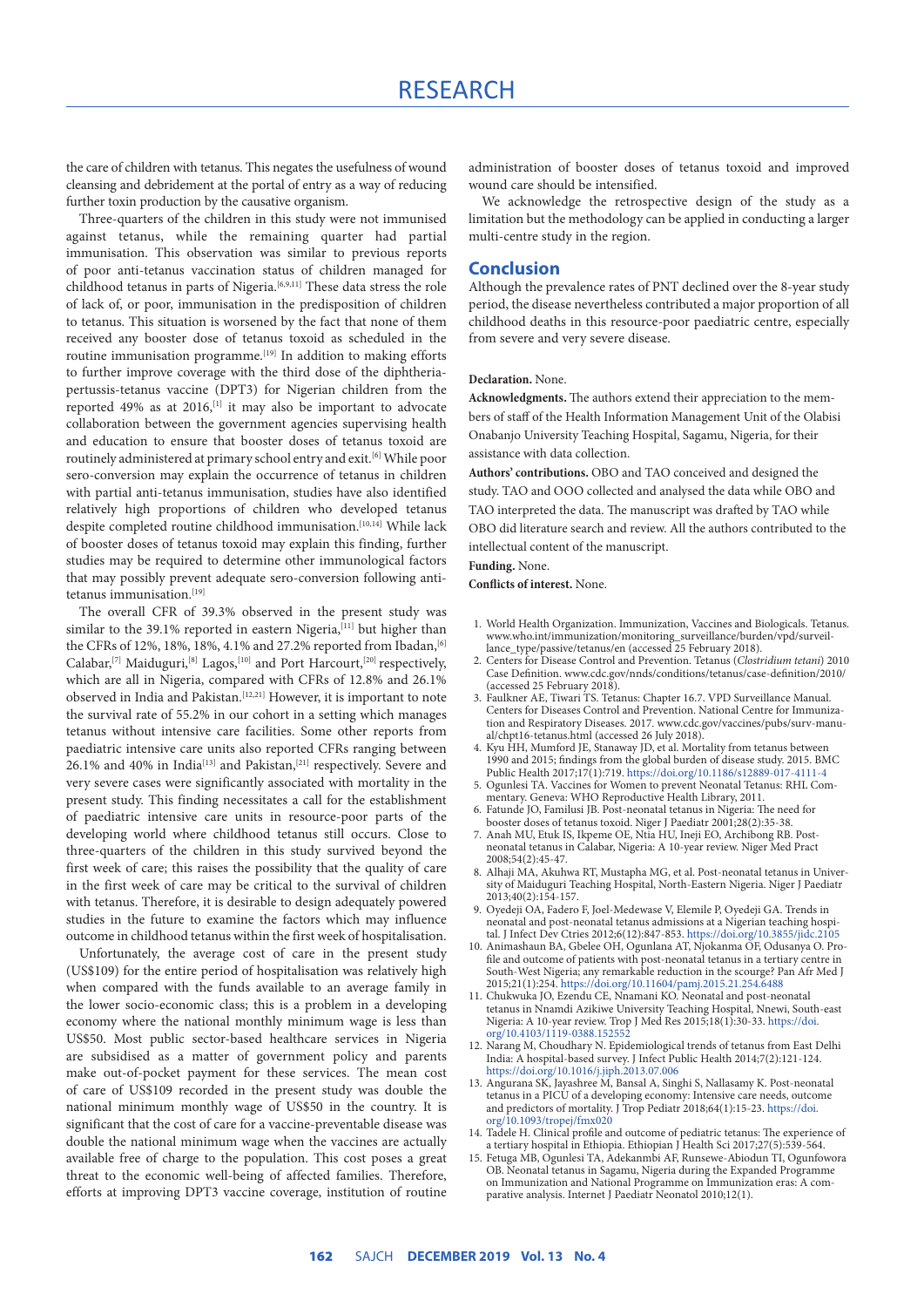the care of children with tetanus. This negates the usefulness of wound cleansing and debridement at the portal of entry as a way of reducing further toxin production by the causative organism.

Three-quarters of the children in this study were not immunised against tetanus, while the remaining quarter had partial immunisation. This observation was similar to previous reports of poor anti-tetanus vaccination status of children managed for childhood tetanus in parts of Nigeria.[6,9,11] These data stress the role of lack of, or poor, immunisation in the predisposition of children to tetanus. This situation is worsened by the fact that none of them received any booster dose of tetanus toxoid as scheduled in the routine immunisation programme.[19] In addition to making efforts to further improve coverage with the third dose of the diphtheria-pertussis-tetanus vaccine (DPT3) for Nigerian children from the reported 49% as at 2016,[1] it may also be important to advocate collaboration between the government agencies supervising health and education to ensure that booster doses of tetanus toxoid are routinely administered at primary school entry and exit.[6] While poor sero-conversion may explain the occurrence of tetanus in children with partial anti-tetanus immunisation, studies have also identified relatively high proportions of children who developed tetanus despite completed routine childhood immunisation.[10,14] While lack of booster doses of tetanus toxoid may explain this finding, further studies may be required to determine other immunological factors that may possibly prevent adequate sero-conversion following anti-tetanus immunisation.[19]

The overall CFR of 39.3% observed in the present study was similar to the 39.1% reported in eastern Nigeria,[11] but higher than the CFRs of 12%, 18%, 18%, 4.1% and 27.2% reported from Ibadan,[6] Calabar,[7] Maiduguri,[8] Lagos,[10] and Port Harcourt,[20] respectively, which are all in Nigeria, compared with CFRs of 12.8% and 26.1% observed in India and Pakistan.[12,21] However, it is important to note the survival rate of 55.2% in our cohort in a setting which manages tetanus without intensive care facilities. Some other reports from paediatric intensive care units also reported CFRs ranging between 26.1% and 40% in India[13] and Pakistan,[21] respectively. Severe and very severe cases were significantly associated with mortality in the present study. This finding necessitates a call for the establishment of paediatric intensive care units in resource-poor parts of the developing world where childhood tetanus still occurs. Close to three-quarters of the children in this study survived beyond the first week of care; this raises the possibility that the quality of care in the first week of care may be critical to the survival of children with tetanus. Therefore, it is desirable to design adequately powered studies in the future to examine the factors which may influence outcome in childhood tetanus within the first week of hospitalisation.

Unfortunately, the average cost of care in the present study (US$109) for the entire period of hospitalisation was relatively high when compared with the funds available to an average family in the lower socio-economic class; this is a problem in a developing economy where the national monthly minimum wage is less than US$50. Most public sector-based healthcare services in Nigeria are subsidised as a matter of government policy and parents make out-of-pocket payment for these services. The mean cost of care of US$109 recorded in the present study was double the national minimum monthly wage of US$50 in the country. It is significant that the cost of care for a vaccine-preventable disease was double the national minimum wage when the vaccines are actually available free of charge to the population. This cost poses a great threat to the economic well-being of affected families. Therefore, efforts at improving DPT3 vaccine coverage, institution of routine administration of booster doses of tetanus toxoid and improved wound care should be intensified.

We acknowledge the retrospective design of the study as a limitation but the methodology can be applied in conducting a larger multi-centre study in the region.

## Conclusion

Although the prevalence rates of PNT declined over the 8-year study period, the disease nevertheless contributed a major proportion of all childhood deaths in this resource-poor paediatric centre, especially from severe and very severe disease.

**Declaration.** None.

**Acknowledgments.** The authors extend their appreciation to the members of staff of the Health Information Management Unit of the Olabisi Onabanjo University Teaching Hospital, Sagamu, Nigeria, for their assistance with data collection.

**Authors' contributions.** OBO and TAO conceived and designed the study. TAO and OOO collected and analysed the data while OBO and TAO interpreted the data. The manuscript was drafted by TAO while OBO did literature search and review. All the authors contributed to the intellectual content of the manuscript.

**Funding.** None.

**Conflicts of interest.** None.

1. World Health Organization. Immunization, Vaccines and Biologicals. Tetanus. www.who.int/immunization/monitoring_surveillance/burden/vpd/surveillance_type/passive/tetanus/en (accessed 25 February 2018).
2. Centers for Disease Control and Prevention. Tetanus (*Clostridium tetani*) 2010 Case Definition. www.cdc.gov/nndss/conditions/tetanus/case-definition/2010/ (accessed 25 February 2018).
3. Faulkner AE, Tiwari TS. Tetanus: Chapter 16.7. VPD Surveillance Manual. Centers for Diseases Control and Prevention. National Centre for Immunization and Respiratory Diseases. 2017. www.cdc.gov/vaccines/pubs/surv-manual/chpt16-tetanus.html (accessed 26 July 2018).
4. Kyu HH, Mumford JE, Stanaway JD, et al. Mortality from tetanus between 1990 and 2015; findings from the global burden of disease study. 2015. BMC Public Health 2017;17(1):719. https://doi.org/10.1186/s12889-017-4111-4
5. Ogunlesi TA. Vaccines for Women to prevent Neonatal Tetanus: RHL Commentary. Geneva: WHO Reproductive Health Library, 2011.
6. Fatunde JO, Familusi JB. Post-neonatal tetanus in Nigeria: The need for booster doses of tetanus toxoid. Niger J Paediatr 2001;28(2):35-38.
7. Anah MU, Etuk IS, Ikpeme OE, Ntia HU, Ineji EO, Archibong RB. Post-neonatal tetanus in Calabar, Nigeria: A 10-year review. Niger Med Pract 2008;54(2):45-47.
8. Alhaji MA, Akuhwa RT, Mustapha MG, et al. Post-neonatal tetanus in University of Maiduguri Teaching Hospital, North-Eastern Nigeria. Niger J Paediatr 2013;40(2):154-157.
9. Oyedeji OA, Fadero F, Joel-Medewase V, Elemile P, Oyedeji GA. Trends in neonatal and post-neonatal tetanus admissions at a Nigerian teaching hospital. J Infect Dev Ctries 2012;6(12):847-853. https://doi.org/10.3855/jidc.2105
10. Animashaun BA, Gbelee OH, Ogunlana AT, Njokanma OF, Odusanya O. Profile and outcome of patients with post-neonatal tetanus in a tertiary centre in South-West Nigeria; any remarkable reduction in the scourge? Pan Afr Med J 2015;21(1):254. https://doi.org/10.11604/pamj.2015.21.254.6488
11. Chukwuka JO, Ezendu CE, Nnamani KO. Neonatal and post-neonatal tetanus in Nnamdi Azikiwe University Teaching Hospital, Nnewi, South-east Nigeria: A 10-year review. Trop J Med Res 2015;18(1):30-33. https://doi.org/10.4103/1119-0388.152552
12. Narang M, Choudhary N. Epidemiological trends of tetanus from East Delhi India: A hospital-based survey. J Infect Public Health 2014;7(2):121-124. https://doi.org/10.1016/j.jiph.2013.07.006
13. Angurana SK, Jayashree M, Bansal A, Singhi S, Nallasamy K. Post-neonatal tetanus in a PICU of a developing economy: Intensive care needs, outcome and predictors of mortality. J Trop Pediatr 2018;64(1):15-23. https://doi.org/10.1093/tropej/fmx020
14. Tadele H. Clinical profile and outcome of pediatric tetanus: The experience of a tertiary hospital in Ethiopia. Ethiopian J Health Sci 2017;27(5):539-564.
15. Fetuga MB, Ogunlesi TA, Adekanmbi AF, Runsewe-Abiodun TI, Ogunfowora OB. Neonatal tetanus in Sagamu, Nigeria during the Expanded Programme on Immunization and National Programme on Immunization eras: A comparative analysis. Internet J Paediatr Neonatol 2010;12(1).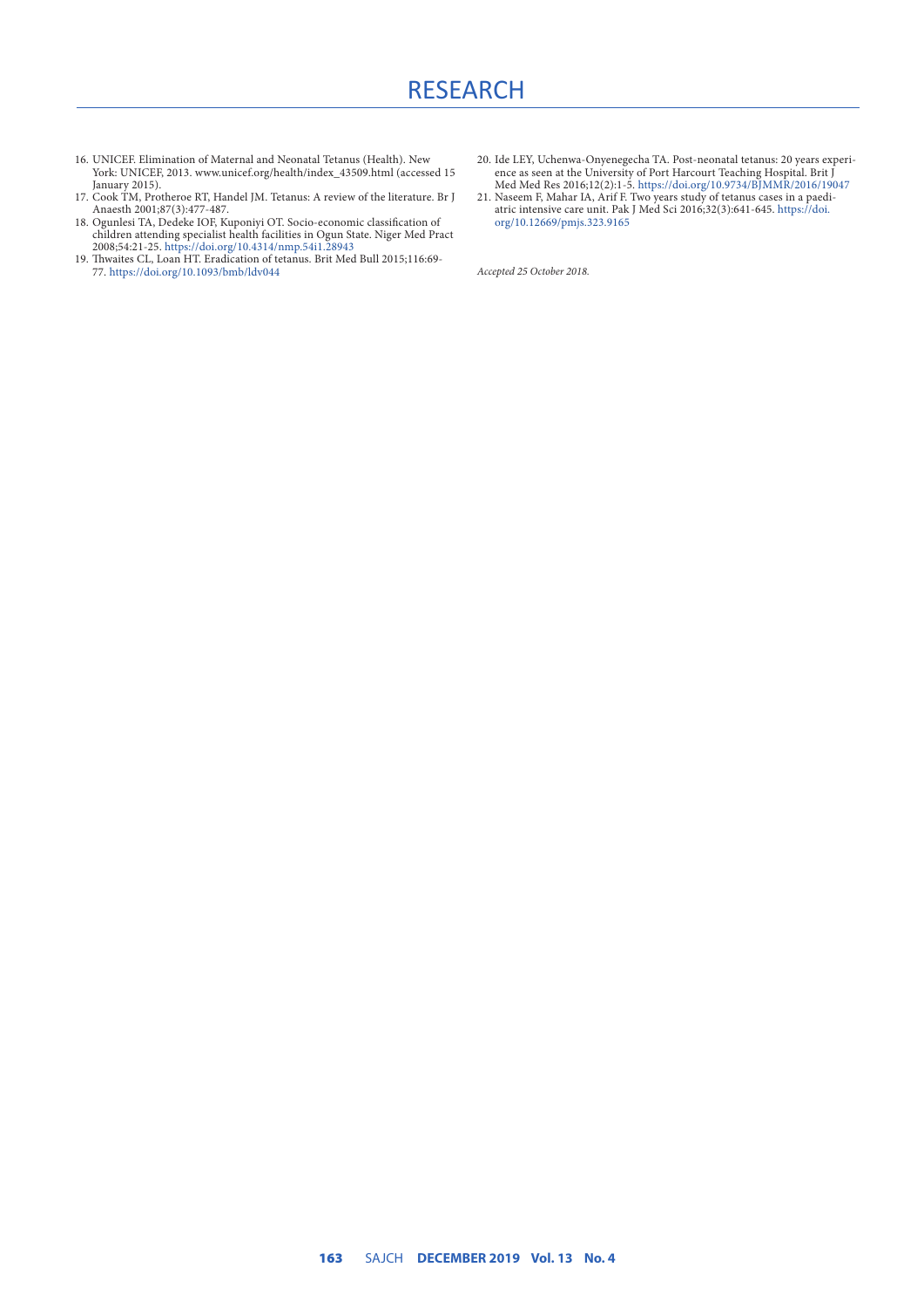16. UNICEF. Elimination of Maternal and Neonatal Tetanus (Health). New York: UNICEF, 2013. www.unicef.org/health/index_43509.html (accessed 15 January 2015).
17. Cook TM, Protheroe RT, Handel JM. Tetanus: A review of the literature. Br J Anaesth 2001;87(3):477-487.
18. Ogunlesi TA, Dedeke IOF, Kuponiyi OT. Socio-economic classification of children attending specialist health facilities in Ogun State. Niger Med Pract 2008;54:21-25. https://doi.org/10.4314/nmp.54i1.28943
19. Thwaites CL, Loan HT. Eradication of tetanus. Brit Med Bull 2015;116:69-77. https://doi.org/10.1093/bmb/ldv044
20. Ide LEY, Uchenwa-Onyenegecha TA. Post-neonatal tetanus: 20 years experience as seen at the University of Port Harcourt Teaching Hospital. Brit J Med Med Res 2016;12(2):1-5. https://doi.org/10.9734/BJMMR/2016/19047
21. Naseem F, Mahar IA, Arif F. Two years study of tetanus cases in a paediatric intensive care unit. Pak J Med Sci 2016;32(3):641-645. https://doi.org/10.12669/pmjs.323.9165

*Accepted 25 October 2018.*